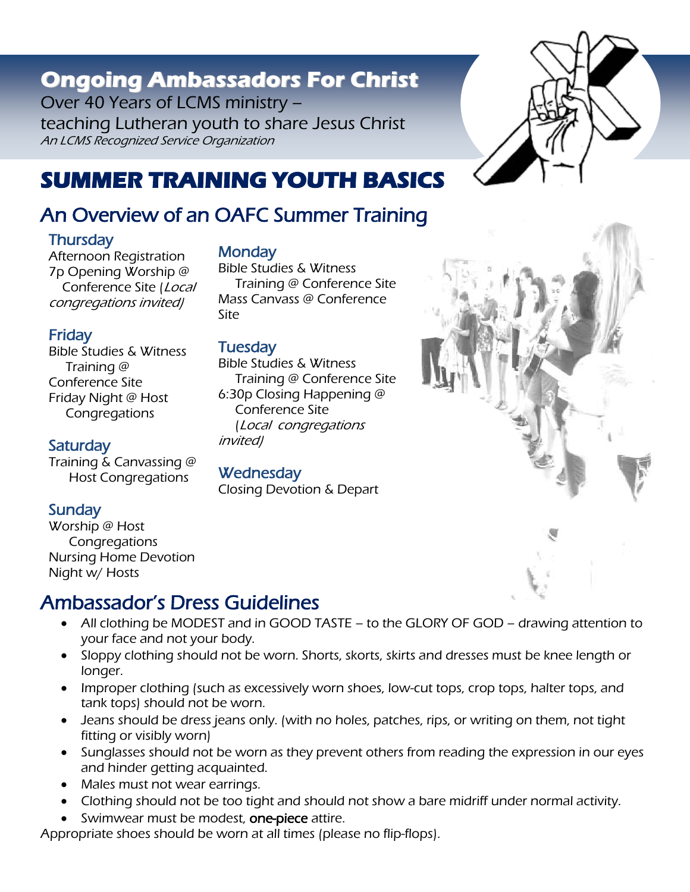# Ongoing Ambassadors For Christ

Over 40 Years of LCMS ministry –
teaching Lutheran youth to share Jesus Christ
*An LCMS Recognized Service Organization*

# SUMMER TRAINING YOUTH BASICS

## An Overview of an OAFC Summer Training

### Thursday

Afternoon Registration
7p Opening Worship @ Conference Site (*Local congregations invited)*

### Friday

Bible Studies & Witness Training @ Conference Site
Friday Night @ Host Congregations

### Saturday

Training & Canvassing @ Host Congregations

### Sunday

Worship @ Host Congregations
Nursing Home Devotion
Night w/ Hosts

### Monday

Bible Studies & Witness Training @ Conference Site
Mass Canvass @ Conference Site

### Tuesday

Bible Studies & Witness Training @ Conference Site
6:30p Closing Happening @ Conference Site (*Local congregations invited)*

### Wednesday

Closing Devotion & Depart

## Ambassador's Dress Guidelines

- All clothing be MODEST and in GOOD TASTE – to the GLORY OF GOD – drawing attention to your face and not your body.
- Sloppy clothing should not be worn. Shorts, skorts, skirts and dresses must be knee length or longer.
- Improper clothing (such as excessively worn shoes, low-cut tops, crop tops, halter tops, and tank tops) should not be worn.
- Jeans should be dress jeans only. (with no holes, patches, rips, or writing on them, not tight fitting or visibly worn)
- Sunglasses should not be worn as they prevent others from reading the expression in our eyes and hinder getting acquainted.
- Males must not wear earrings.
- Clothing should not be too tight and should not show a bare midriff under normal activity.
- Swimwear must be modest, one-piece attire.

Appropriate shoes should be worn at all times (please no flip-flops).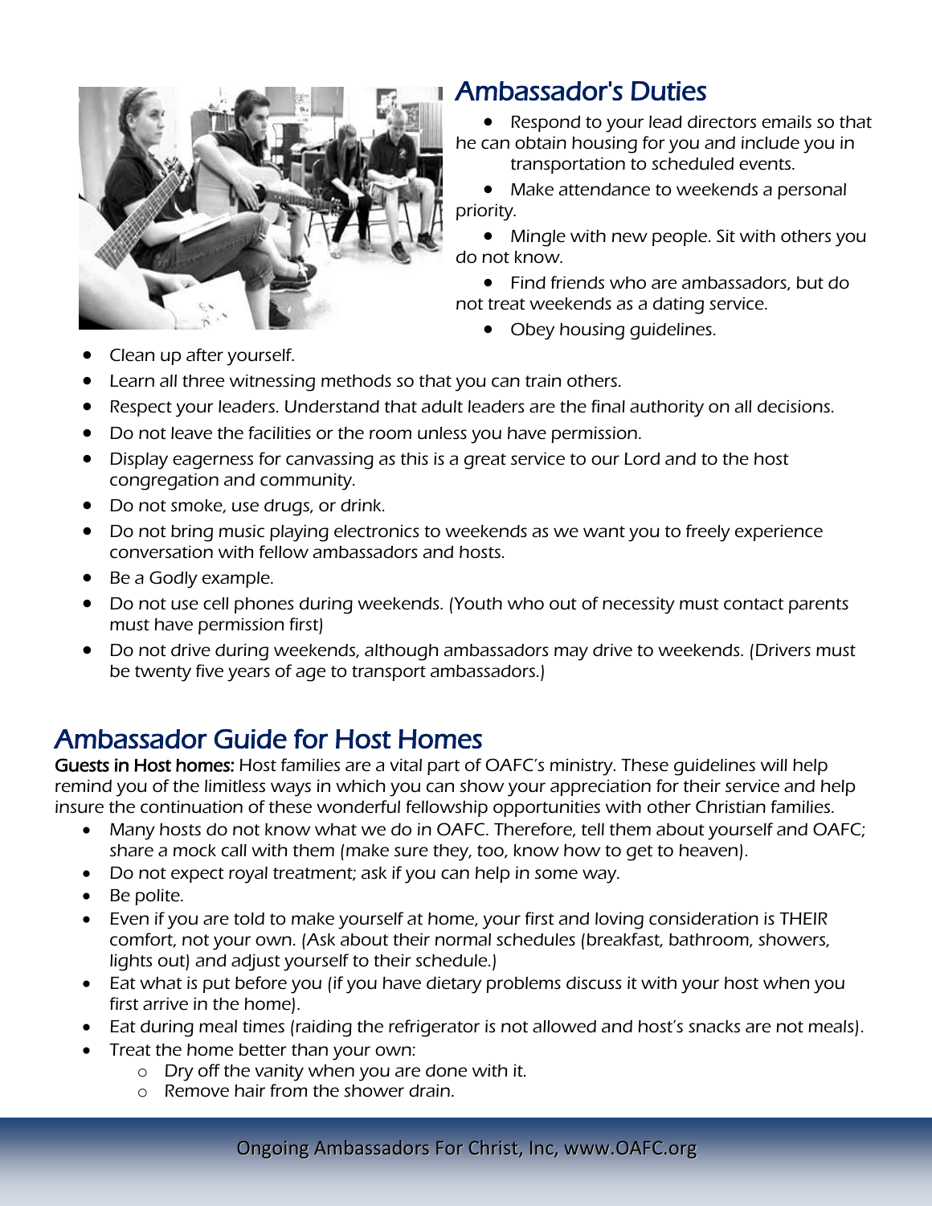## Ambassador's Duties

- Respond to your lead directors emails so that he can obtain housing for you and include you in transportation to scheduled events.
- Make attendance to weekends a personal priority.
- Mingle with new people. Sit with others you do not know.
- Find friends who are ambassadors, but do not treat weekends as a dating service.
- Obey housing guidelines.
- Clean up after yourself.
- Learn all three witnessing methods so that you can train others.
- Respect your leaders. Understand that adult leaders are the final authority on all decisions.
- Do not leave the facilities or the room unless you have permission.
- Display eagerness for canvassing as this is a great service to our Lord and to the host congregation and community.
- Do not smoke, use drugs, or drink.
- Do not bring music playing electronics to weekends as we want you to freely experience conversation with fellow ambassadors and hosts.
- Be a Godly example.
- Do not use cell phones during weekends. (Youth who out of necessity must contact parents must have permission first)
- Do not drive during weekends, although ambassadors may drive to weekends. (Drivers must be twenty five years of age to transport ambassadors.)

## Ambassador Guide for Host Homes

**Guests in Host homes:** Host families are a vital part of OAFC's ministry. These guidelines will help remind you of the limitless ways in which you can show your appreciation for their service and help insure the continuation of these wonderful fellowship opportunities with other Christian families.

- Many hosts do not know what we do in OAFC. Therefore, tell them about yourself and OAFC; share a mock call with them (make sure they, too, know how to get to heaven).
- Do not expect royal treatment; ask if you can help in some way.
- Be polite.
- Even if you are told to make yourself at home, your first and loving consideration is THEIR comfort, not your own. (Ask about their normal schedules (breakfast, bathroom, showers, lights out) and adjust yourself to their schedule.)
- Eat what is put before you (if you have dietary problems discuss it with your host when you first arrive in the home).
- Eat during meal times (raiding the refrigerator is not allowed and host's snacks are not meals).
- Treat the home better than your own:
  - Dry off the vanity when you are done with it.
  - Remove hair from the shower drain.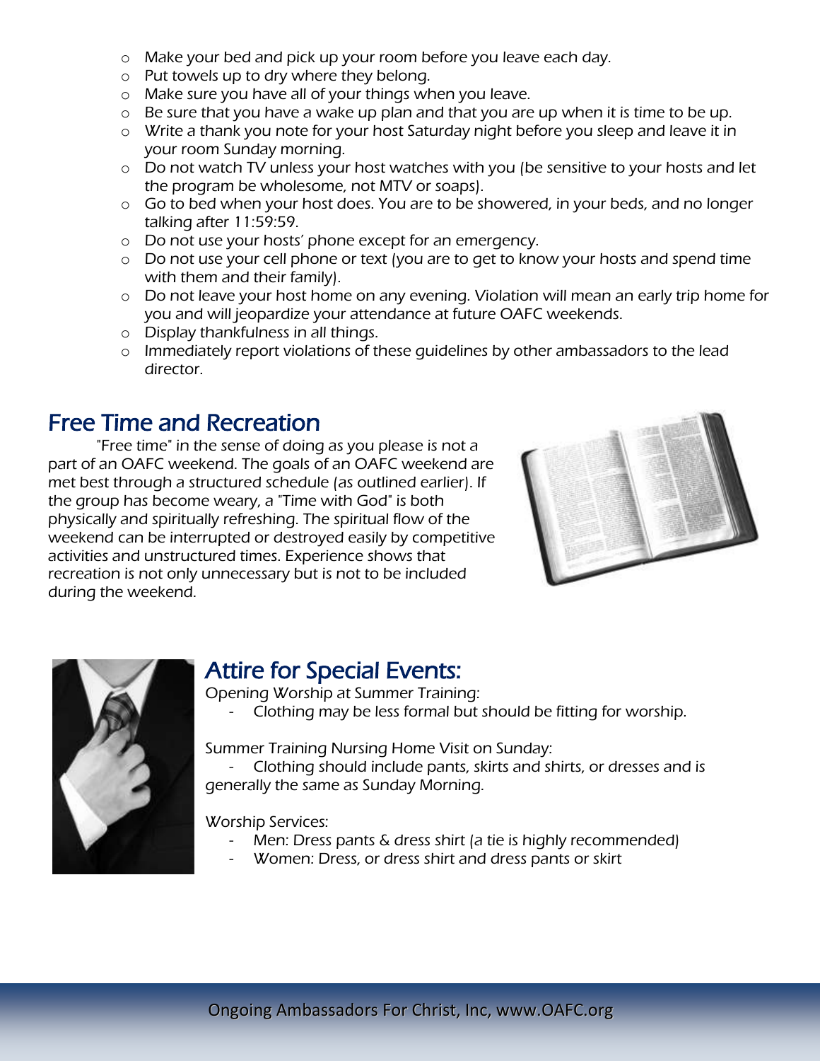- Make your bed and pick up your room before you leave each day.
- Put towels up to dry where they belong.
- Make sure you have all of your things when you leave.
- Be sure that you have a wake up plan and that you are up when it is time to be up.
- Write a thank you note for your host Saturday night before you sleep and leave it in your room Sunday morning.
- Do not watch TV unless your host watches with you (be sensitive to your hosts and let the program be wholesome, not MTV or soaps).
- Go to bed when your host does. You are to be showered, in your beds, and no longer talking after 11:59:59.
- Do not use your hosts' phone except for an emergency.
- Do not use your cell phone or text (you are to get to know your hosts and spend time with them and their family).
- Do not leave your host home on any evening. Violation will mean an early trip home for you and will jeopardize your attendance at future OAFC weekends.
- Display thankfulness in all things.
- Immediately report violations of these guidelines by other ambassadors to the lead director.

## Free Time and Recreation

"Free time" in the sense of doing as you please is not a part of an OAFC weekend. The goals of an OAFC weekend are met best through a structured schedule (as outlined earlier). If the group has become weary, a "Time with God" is both physically and spiritually refreshing. The spiritual flow of the weekend can be interrupted or destroyed easily by competitive activities and unstructured times. Experience shows that recreation is not only unnecessary but is not to be included during the weekend.

## Attire for Special Events:

Opening Worship at Summer Training:

- Clothing may be less formal but should be fitting for worship.

Summer Training Nursing Home Visit on Sunday:

- Clothing should include pants, skirts and shirts, or dresses and is generally the same as Sunday Morning.

Worship Services:

- Men: Dress pants & dress shirt (a tie is highly recommended)
- Women: Dress, or dress shirt and dress pants or skirt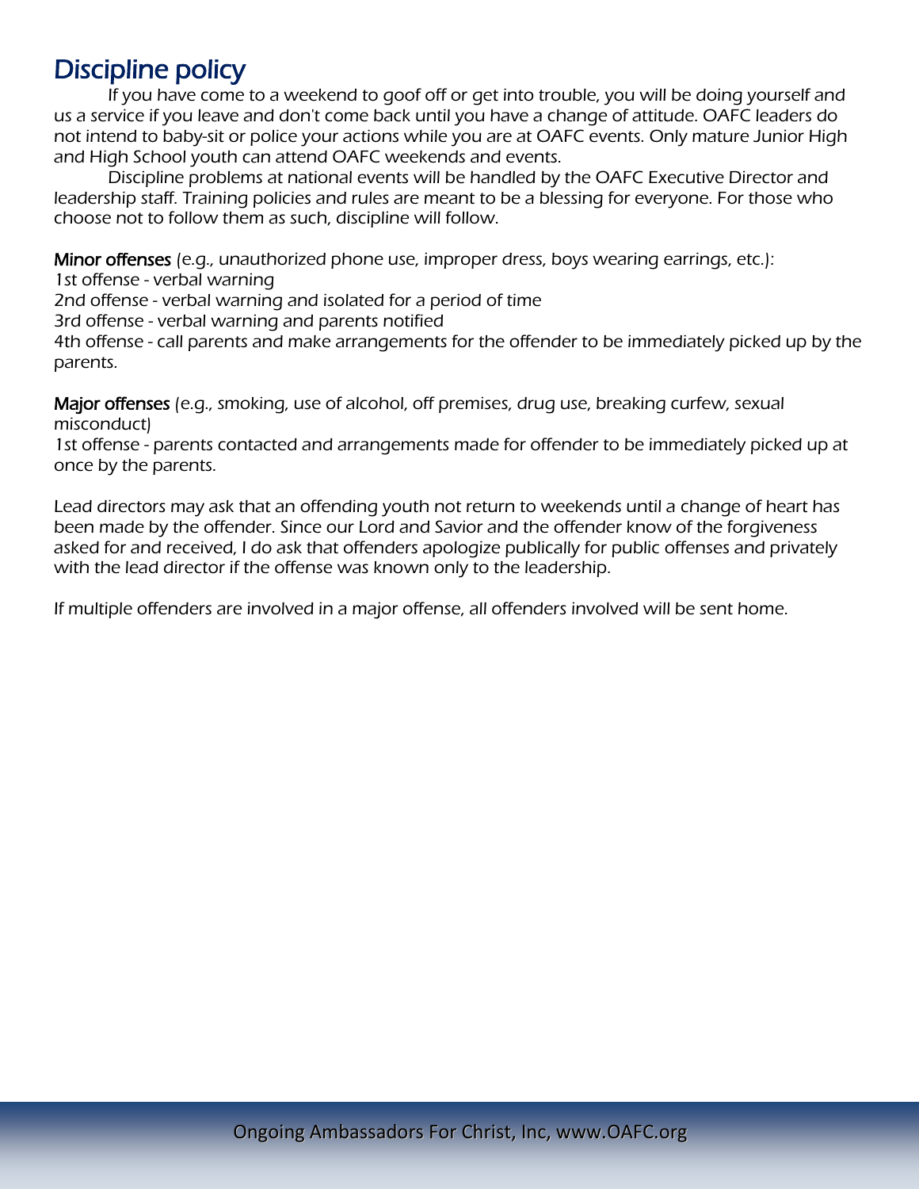## Discipline policy

*If you have come to a weekend to goof off or get into trouble, you will be doing yourself and us a service if you leave and don't come back until you have a change of attitude. OAFC leaders do not intend to baby-sit or police your actions while you are at OAFC events. Only mature Junior High and High School youth can attend OAFC weekends and events.*

*Discipline problems at national events will be handled by the OAFC Executive Director and leadership staff. Training policies and rules are meant to be a blessing for everyone. For those who choose not to follow them as such, discipline will follow.*

**Minor offenses** *(e.g., unauthorized phone use, improper dress, boys wearing earrings, etc.):*
*1st offense - verbal warning*
*2nd offense - verbal warning and isolated for a period of time*
*3rd offense - verbal warning and parents notified*
*4th offense - call parents and make arrangements for the offender to be immediately picked up by the parents.*

**Major offenses** *(e.g., smoking, use of alcohol, off premises, drug use, breaking curfew, sexual misconduct)*
*1st offense - parents contacted and arrangements made for offender to be immediately picked up at once by the parents.*

*Lead directors may ask that an offending youth not return to weekends until a change of heart has been made by the offender. Since our Lord and Savior and the offender know of the forgiveness asked for and received, I do ask that offenders apologize publically for public offenses and privately with the lead director if the offense was known only to the leadership.*

*If multiple offenders are involved in a major offense, all offenders involved will be sent home.*